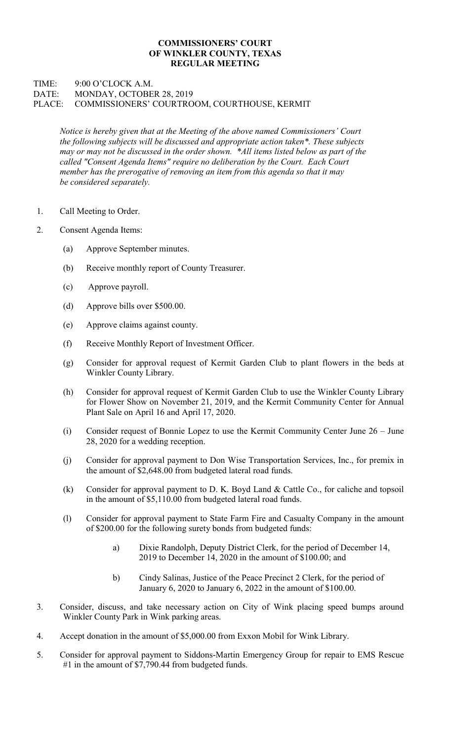**COMMISSIONERS' COURT**
**OF WINKLER COUNTY, TEXAS**
**REGULAR MEETING**

TIME: 9:00 O'CLOCK A.M.
DATE: MONDAY, OCTOBER 28, 2019
PLACE: COMMISSIONERS' COURTROOM, COURTHOUSE, KERMIT

*Notice is hereby given that at the Meeting of the above named Commissioners' Court the following subjects will be discussed and appropriate action taken\*. These subjects may or may not be discussed in the order shown. \*All items listed below as part of the called "Consent Agenda Items" require no deliberation by the Court. Each Court member has the prerogative of removing an item from this agenda so that it may be considered separately.*

1. Call Meeting to Order.

2. Consent Agenda Items:

   (a) Approve September minutes.

   (b) Receive monthly report of County Treasurer.

   (c) Approve payroll.

   (d) Approve bills over $500.00.

   (e) Approve claims against county.

   (f) Receive Monthly Report of Investment Officer.

   (g) Consider for approval request of Kermit Garden Club to plant flowers in the beds at Winkler County Library.

   (h) Consider for approval request of Kermit Garden Club to use the Winkler County Library for Flower Show on November 21, 2019, and the Kermit Community Center for Annual Plant Sale on April 16 and April 17, 2020.

   (i) Consider request of Bonnie Lopez to use the Kermit Community Center June 26 – June 28, 2020 for a wedding reception.

   (j) Consider for approval payment to Don Wise Transportation Services, Inc., for premix in the amount of $2,648.00 from budgeted lateral road funds.

   (k) Consider for approval payment to D. K. Boyd Land & Cattle Co., for caliche and topsoil in the amount of $5,110.00 from budgeted lateral road funds.

   (l) Consider for approval payment to State Farm Fire and Casualty Company in the amount of $200.00 for the following surety bonds from budgeted funds:

      a) Dixie Randolph, Deputy District Clerk, for the period of December 14, 2019 to December 14, 2020 in the amount of $100.00; and

      b) Cindy Salinas, Justice of the Peace Precinct 2 Clerk, for the period of January 6, 2020 to January 6, 2022 in the amount of $100.00.

3. Consider, discuss, and take necessary action on City of Wink placing speed bumps around Winkler County Park in Wink parking areas.

4. Accept donation in the amount of $5,000.00 from Exxon Mobil for Wink Library.

5. Consider for approval payment to Siddons-Martin Emergency Group for repair to EMS Rescue #1 in the amount of $7,790.44 from budgeted funds.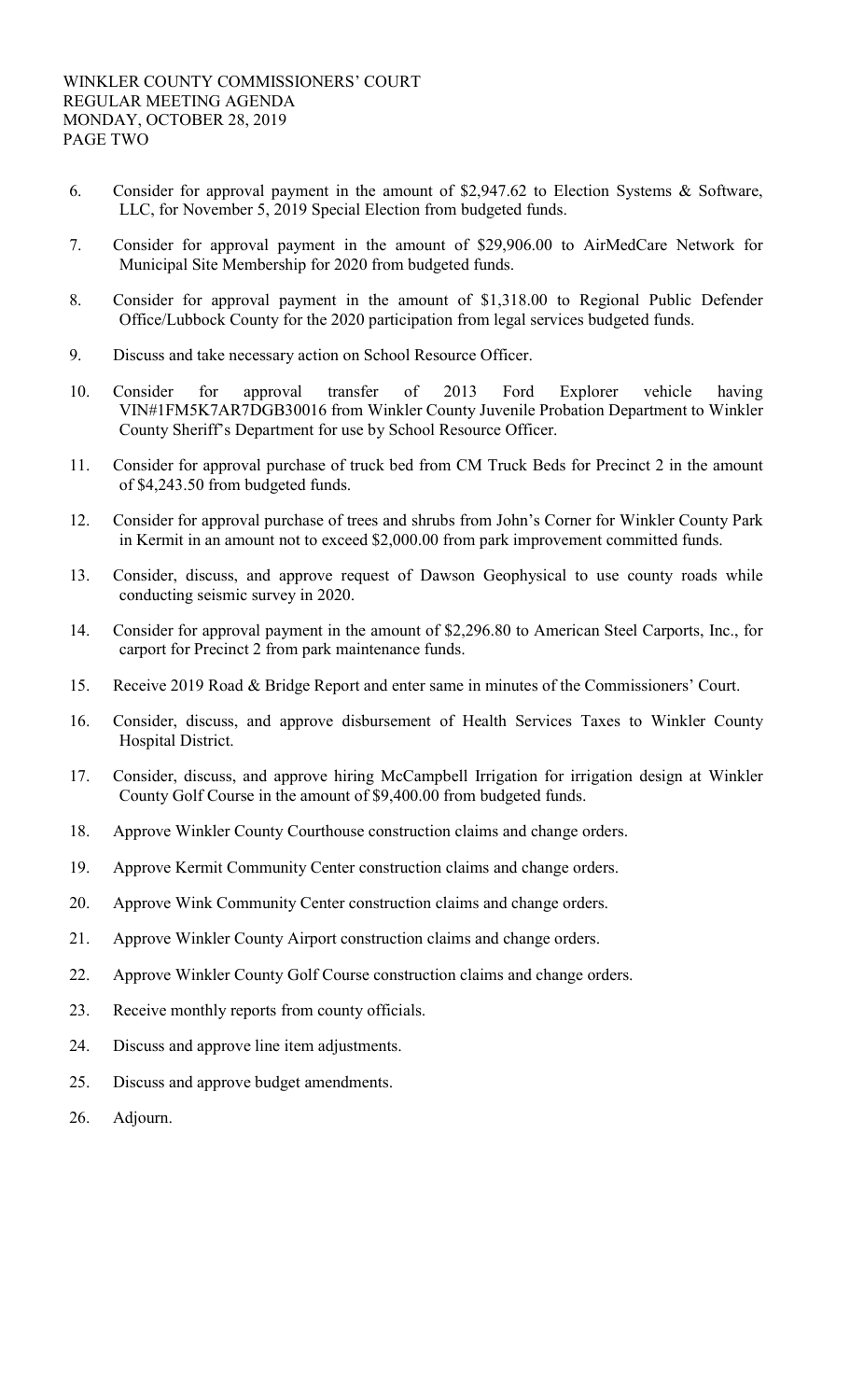6. Consider for approval payment in the amount of $2,947.62 to Election Systems & Software, LLC, for November 5, 2019 Special Election from budgeted funds.

7. Consider for approval payment in the amount of $29,906.00 to AirMedCare Network for Municipal Site Membership for 2020 from budgeted funds.

8. Consider for approval payment in the amount of $1,318.00 to Regional Public Defender Office/Lubbock County for the 2020 participation from legal services budgeted funds.

9. Discuss and take necessary action on School Resource Officer.

10. Consider for approval transfer of 2013 Ford Explorer vehicle having VIN#1FM5K7AR7DGB30016 from Winkler County Juvenile Probation Department to Winkler County Sheriff's Department for use by School Resource Officer.

11. Consider for approval purchase of truck bed from CM Truck Beds for Precinct 2 in the amount of $4,243.50 from budgeted funds.

12. Consider for approval purchase of trees and shrubs from John's Corner for Winkler County Park in Kermit in an amount not to exceed $2,000.00 from park improvement committed funds.

13. Consider, discuss, and approve request of Dawson Geophysical to use county roads while conducting seismic survey in 2020.

14. Consider for approval payment in the amount of $2,296.80 to American Steel Carports, Inc., for carport for Precinct 2 from park maintenance funds.

15. Receive 2019 Road & Bridge Report and enter same in minutes of the Commissioners' Court.

16. Consider, discuss, and approve disbursement of Health Services Taxes to Winkler County Hospital District.

17. Consider, discuss, and approve hiring McCampbell Irrigation for irrigation design at Winkler County Golf Course in the amount of $9,400.00 from budgeted funds.

18. Approve Winkler County Courthouse construction claims and change orders.

19. Approve Kermit Community Center construction claims and change orders.

20. Approve Wink Community Center construction claims and change orders.

21. Approve Winkler County Airport construction claims and change orders.

22. Approve Winkler County Golf Course construction claims and change orders.

23. Receive monthly reports from county officials.

24. Discuss and approve line item adjustments.

25. Discuss and approve budget amendments.

26. Adjourn.